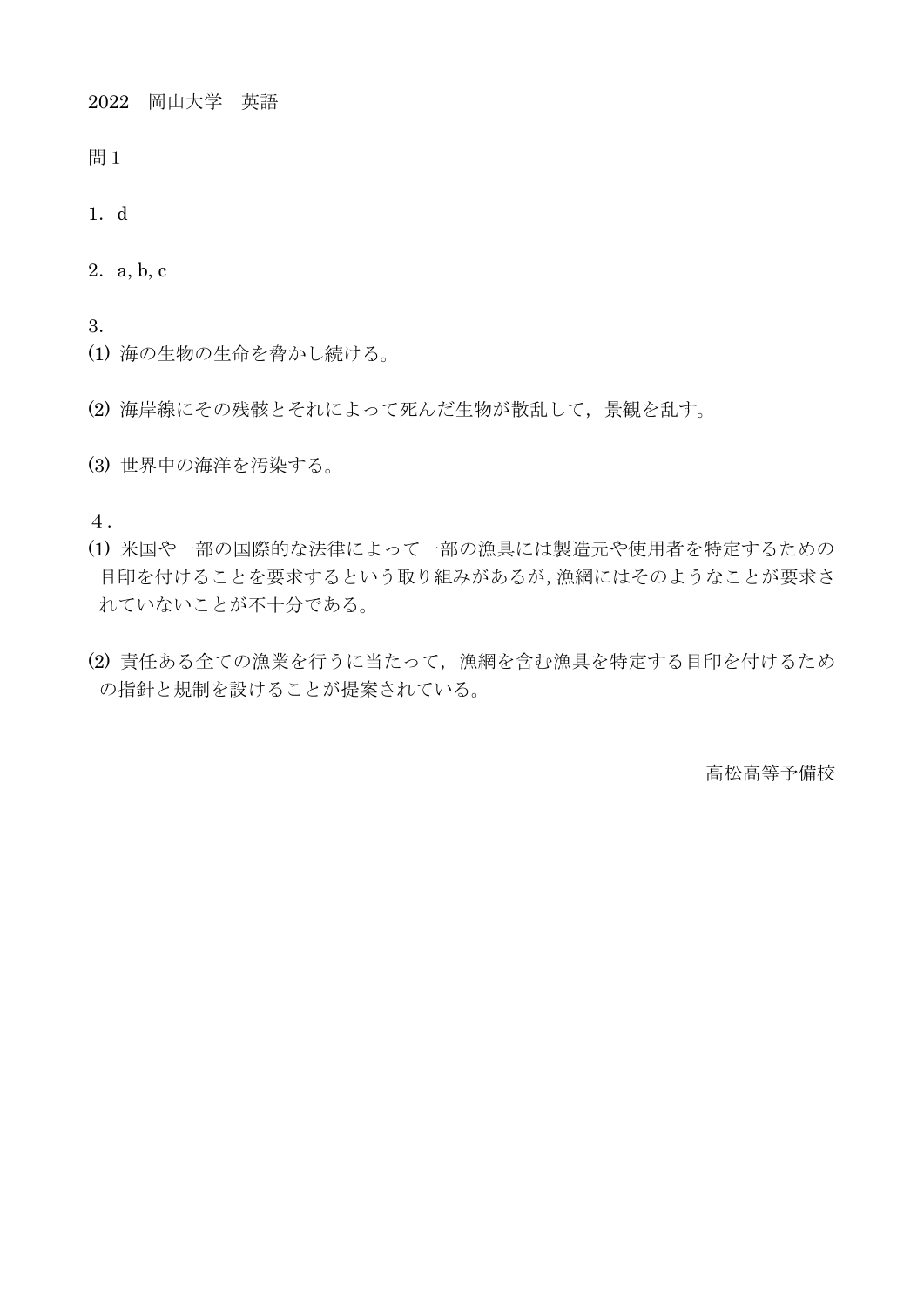2022　岡山大学　英語

問１

1．d

2．a, b, c

3．

(1) 海の生物の生命を脅かし続ける。

(2) 海岸線にその残骸とそれによって死んだ生物が散乱して，景観を乱す。

(3) 世界中の海洋を汚染する。

４.

(1) 米国や一部の国際的な法律によって一部の漁具には製造元や使用者を特定するための目印を付けることを要求するという取り組みがあるが，漁網にはそのようなことが要求されていないことが不十分である。

(2) 責任ある全ての漁業を行うに当たって，漁網を含む漁具を特定する目印を付けるための指針と規制を設けることが提案されている。

高松高等予備校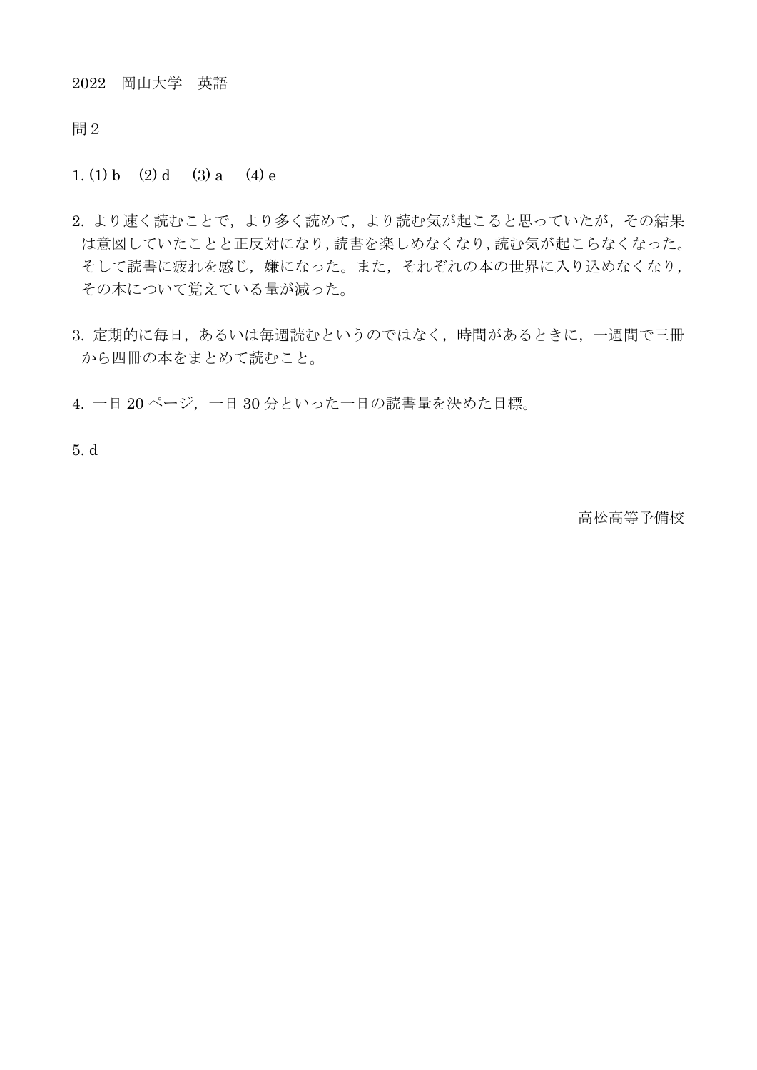2022　岡山大学　英語

問２

1. (1) b　(2) d　(3) a　(4) e

2. より速く読むことで，より多く読めて，より読む気が起こると思っていたが，その結果は意図していたことと正反対になり，読書を楽しめなくなり，読む気が起こらなくなった。そして読書に疲れを感じ，嫌になった。また，それぞれの本の世界に入り込めなくなり，その本について覚えている量が減った。

3. 定期的に毎日，あるいは毎週読むというのではなく，時間があるときに，一週間で三冊から四冊の本をまとめて読むこと。

4. 一日 20 ページ，一日 30 分といった一日の読書量を決めた目標。

5. d

高松高等予備校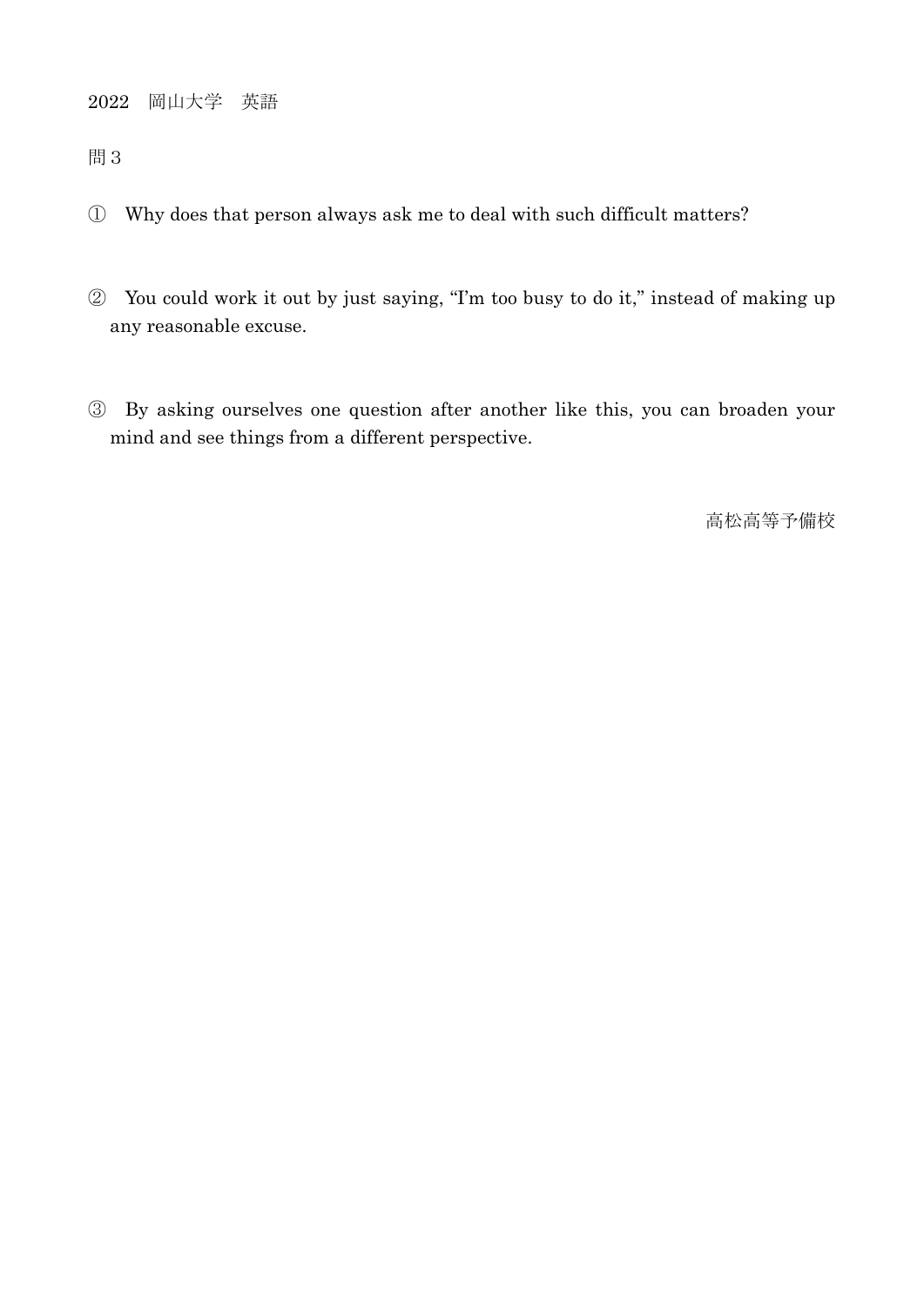2022　岡山大学　英語

問３

① Why does that person always ask me to deal with such difficult matters?

② You could work it out by just saying, "I'm too busy to do it," instead of making up any reasonable excuse.

③ By asking ourselves one question after another like this, you can broaden your mind and see things from a different perspective.

高松高等予備校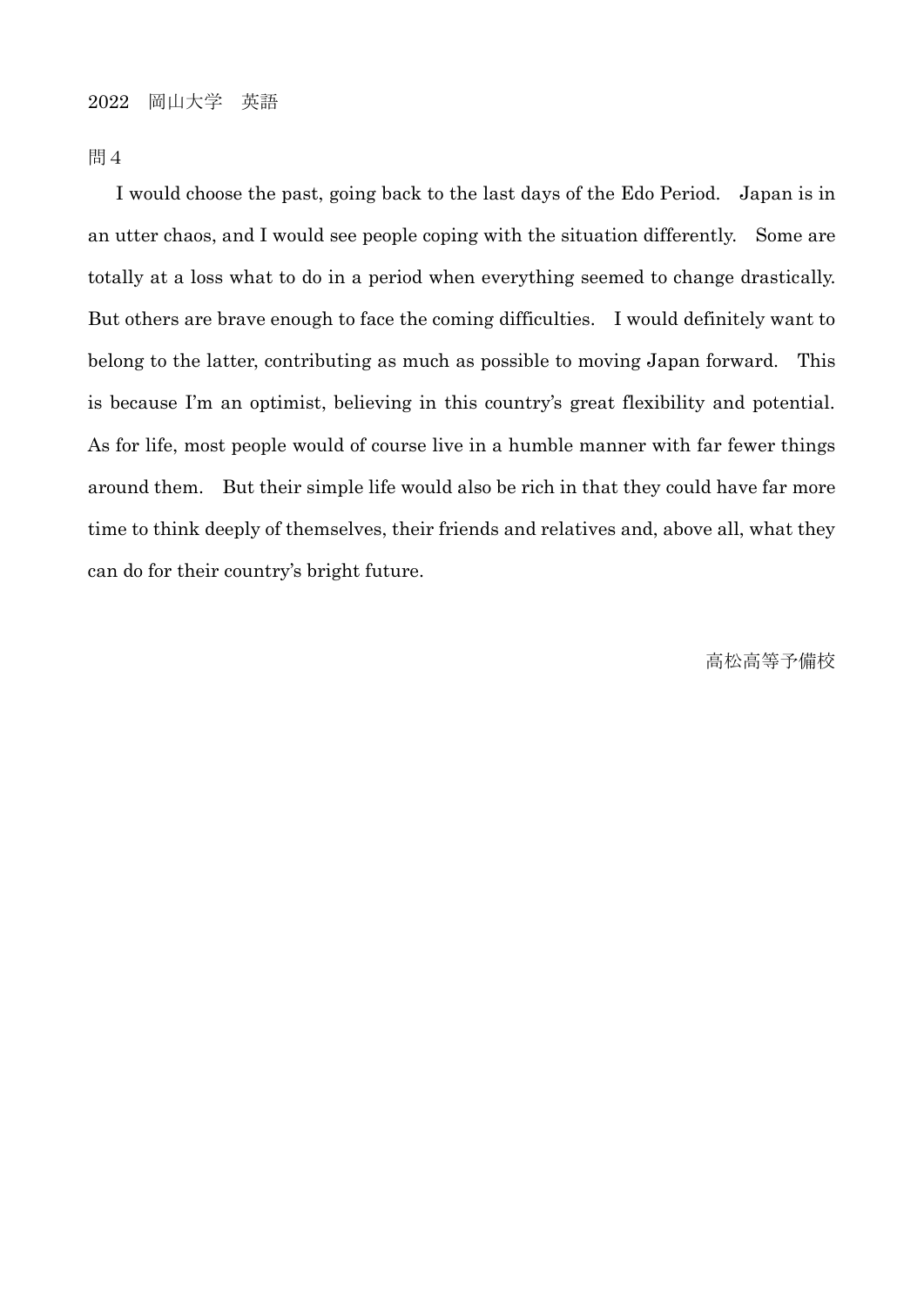2022　岡山大学　英語

問４

I would choose the past, going back to the last days of the Edo Period. Japan is in an utter chaos, and I would see people coping with the situation differently. Some are totally at a loss what to do in a period when everything seemed to change drastically. But others are brave enough to face the coming difficulties. I would definitely want to belong to the latter, contributing as much as possible to moving Japan forward. This is because I'm an optimist, believing in this country's great flexibility and potential. As for life, most people would of course live in a humble manner with far fewer things around them. But their simple life would also be rich in that they could have far more time to think deeply of themselves, their friends and relatives and, above all, what they can do for their country's bright future.

高松高等予備校